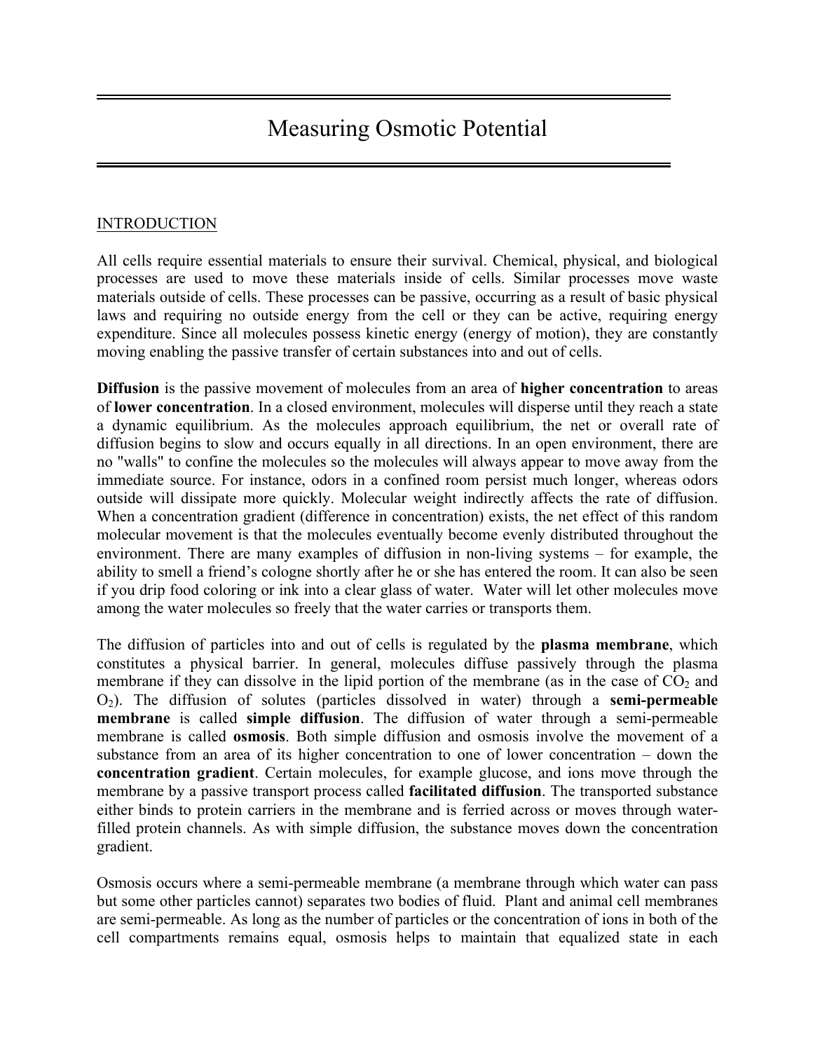# Measuring Osmotic Potential

## INTRODUCTION

All cells require essential materials to ensure their survival. Chemical, physical, and biological processes are used to move these materials inside of cells. Similar processes move waste materials outside of cells. These processes can be passive, occurring as a result of basic physical laws and requiring no outside energy from the cell or they can be active, requiring energy expenditure. Since all molecules possess kinetic energy (energy of motion), they are constantly moving enabling the passive transfer of certain substances into and out of cells.

**Diffusion** is the passive movement of molecules from an area of **higher concentration** to areas of **lower concentration**. In a closed environment, molecules will disperse until they reach a state a dynamic equilibrium. As the molecules approach equilibrium, the net or overall rate of diffusion begins to slow and occurs equally in all directions. In an open environment, there are no "walls" to confine the molecules so the molecules will always appear to move away from the immediate source. For instance, odors in a confined room persist much longer, whereas odors outside will dissipate more quickly. Molecular weight indirectly affects the rate of diffusion. When a concentration gradient (difference in concentration) exists, the net effect of this random molecular movement is that the molecules eventually become evenly distributed throughout the environment. There are many examples of diffusion in non-living systems – for example, the ability to smell a friend's cologne shortly after he or she has entered the room. It can also be seen if you drip food coloring or ink into a clear glass of water. Water will let other molecules move among the water molecules so freely that the water carries or transports them.

The diffusion of particles into and out of cells is regulated by the **plasma membrane**, which constitutes a physical barrier. In general, molecules diffuse passively through the plasma membrane if they can dissolve in the lipid portion of the membrane (as in the case of $CO_2$ and $O_2$). The diffusion of solutes (particles dissolved in water) through a **semi-permeable membrane** is called **simple diffusion**. The diffusion of water through a semi-permeable membrane is called **osmosis**. Both simple diffusion and osmosis involve the movement of a substance from an area of its higher concentration to one of lower concentration – down the **concentration gradient**. Certain molecules, for example glucose, and ions move through the membrane by a passive transport process called **facilitated diffusion**. The transported substance either binds to protein carriers in the membrane and is ferried across or moves through water-filled protein channels. As with simple diffusion, the substance moves down the concentration gradient.

Osmosis occurs where a semi-permeable membrane (a membrane through which water can pass but some other particles cannot) separates two bodies of fluid. Plant and animal cell membranes are semi-permeable. As long as the number of particles or the concentration of ions in both of the cell compartments remains equal, osmosis helps to maintain that equalized state in each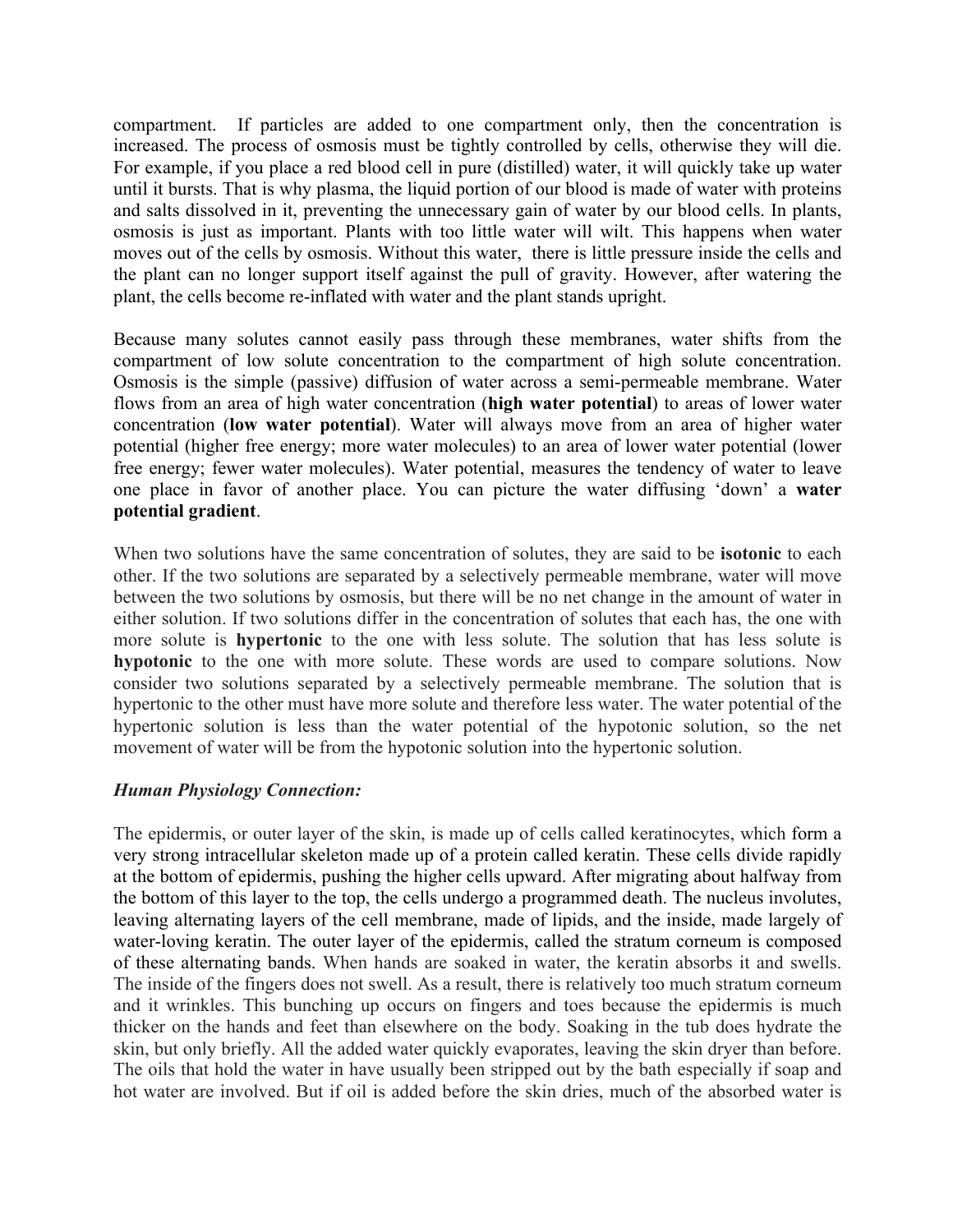compartment. If particles are added to one compartment only, then the concentration is increased. The process of osmosis must be tightly controlled by cells, otherwise they will die. For example, if you place a red blood cell in pure (distilled) water, it will quickly take up water until it bursts. That is why plasma, the liquid portion of our blood is made of water with proteins and salts dissolved in it, preventing the unnecessary gain of water by our blood cells. In plants, osmosis is just as important. Plants with too little water will wilt. This happens when water moves out of the cells by osmosis. Without this water, there is little pressure inside the cells and the plant can no longer support itself against the pull of gravity. However, after watering the plant, the cells become re-inflated with water and the plant stands upright.

Because many solutes cannot easily pass through these membranes, water shifts from the compartment of low solute concentration to the compartment of high solute concentration. Osmosis is the simple (passive) diffusion of water across a semi-permeable membrane. Water flows from an area of high water concentration (**high water potential**) to areas of lower water concentration (**low water potential**). Water will always move from an area of higher water potential (higher free energy; more water molecules) to an area of lower water potential (lower free energy; fewer water molecules). Water potential, measures the tendency of water to leave one place in favor of another place. You can picture the water diffusing 'down' a **water potential gradient**.

When two solutions have the same concentration of solutes, they are said to be **isotonic** to each other. If the two solutions are separated by a selectively permeable membrane, water will move between the two solutions by osmosis, but there will be no net change in the amount of water in either solution. If two solutions differ in the concentration of solutes that each has, the one with more solute is **hypertonic** to the one with less solute. The solution that has less solute is **hypotonic** to the one with more solute. These words are used to compare solutions. Now consider two solutions separated by a selectively permeable membrane. The solution that is hypertonic to the other must have more solute and therefore less water. The water potential of the hypertonic solution is less than the water potential of the hypotonic solution, so the net movement of water will be from the hypotonic solution into the hypertonic solution.

***Human Physiology Connection:***

The epidermis, or outer layer of the skin, is made up of cells called keratinocytes, which form a very strong intracellular skeleton made up of a protein called keratin. These cells divide rapidly at the bottom of epidermis, pushing the higher cells upward. After migrating about halfway from the bottom of this layer to the top, the cells undergo a programmed death. The nucleus involutes, leaving alternating layers of the cell membrane, made of lipids, and the inside, made largely of water-loving keratin. The outer layer of the epidermis, called the stratum corneum is composed of these alternating bands. When hands are soaked in water, the keratin absorbs it and swells. The inside of the fingers does not swell. As a result, there is relatively too much stratum corneum and it wrinkles. This bunching up occurs on fingers and toes because the epidermis is much thicker on the hands and feet than elsewhere on the body. Soaking in the tub does hydrate the skin, but only briefly. All the added water quickly evaporates, leaving the skin dryer than before. The oils that hold the water in have usually been stripped out by the bath especially if soap and hot water are involved. But if oil is added before the skin dries, much of the absorbed water is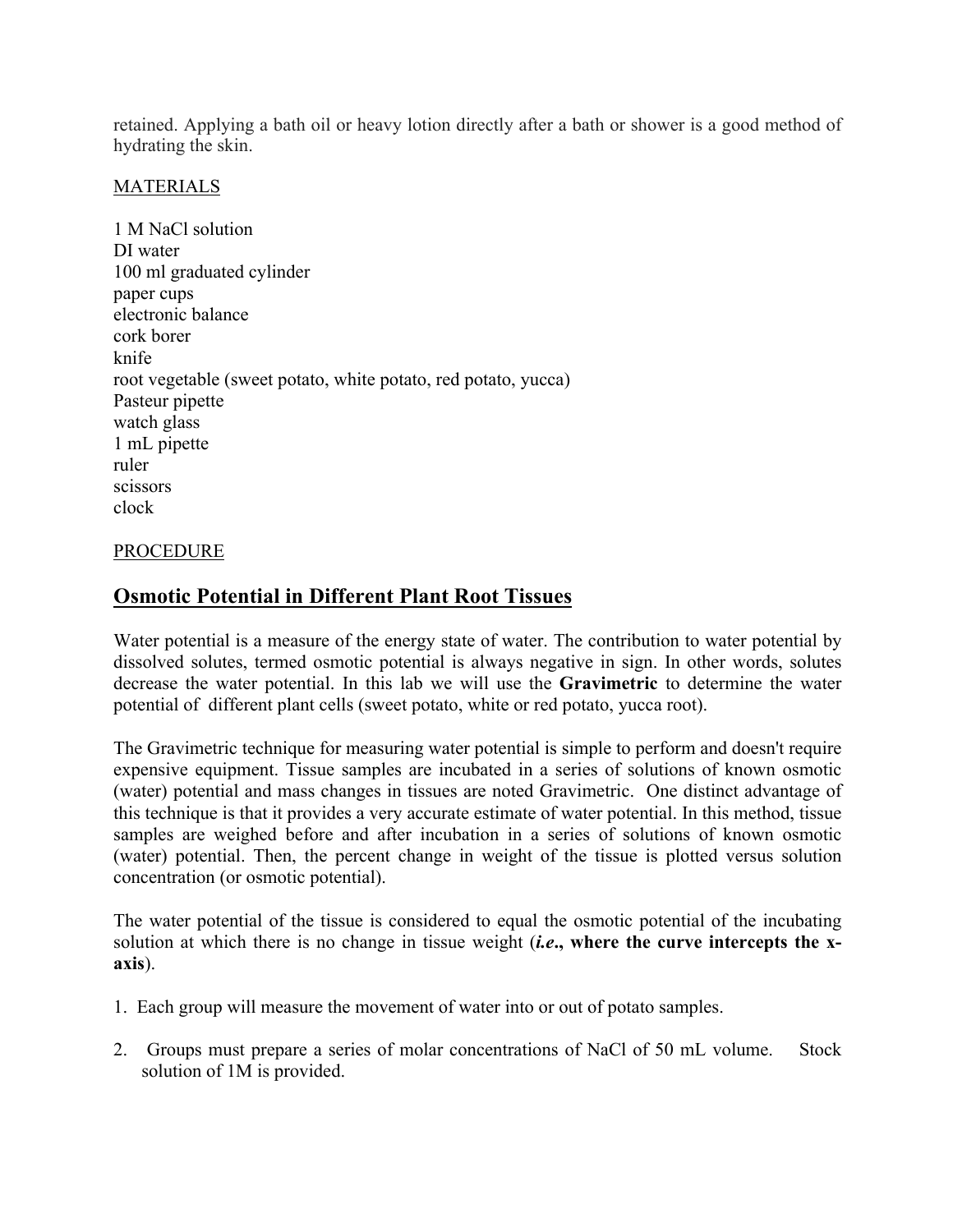retained. Applying a bath oil or heavy lotion directly after a bath or shower is a good method of hydrating the skin.

MATERIALS

1 M NaCl solution
DI water
100 ml graduated cylinder
paper cups
electronic balance
cork borer
knife
root vegetable (sweet potato, white potato, red potato, yucca)
Pasteur pipette
watch glass
1 mL pipette
ruler
scissors
clock

PROCEDURE

## Osmotic Potential in Different Plant Root Tissues

Water potential is a measure of the energy state of water. The contribution to water potential by dissolved solutes, termed osmotic potential is always negative in sign. In other words, solutes decrease the water potential. In this lab we will use the **Gravimetric** to determine the water potential of different plant cells (sweet potato, white or red potato, yucca root).

The Gravimetric technique for measuring water potential is simple to perform and doesn't require expensive equipment. Tissue samples are incubated in a series of solutions of known osmotic (water) potential and mass changes in tissues are noted Gravimetric. One distinct advantage of this technique is that it provides a very accurate estimate of water potential. In this method, tissue samples are weighed before and after incubation in a series of solutions of known osmotic (water) potential. Then, the percent change in weight of the tissue is plotted versus solution concentration (or osmotic potential).

The water potential of the tissue is considered to equal the osmotic potential of the incubating solution at which there is no change in tissue weight (***i.e*., where the curve intercepts the x-axis**).

1. Each group will measure the movement of water into or out of potato samples.
2. Groups must prepare a series of molar concentrations of NaCl of 50 mL volume. Stock solution of 1M is provided.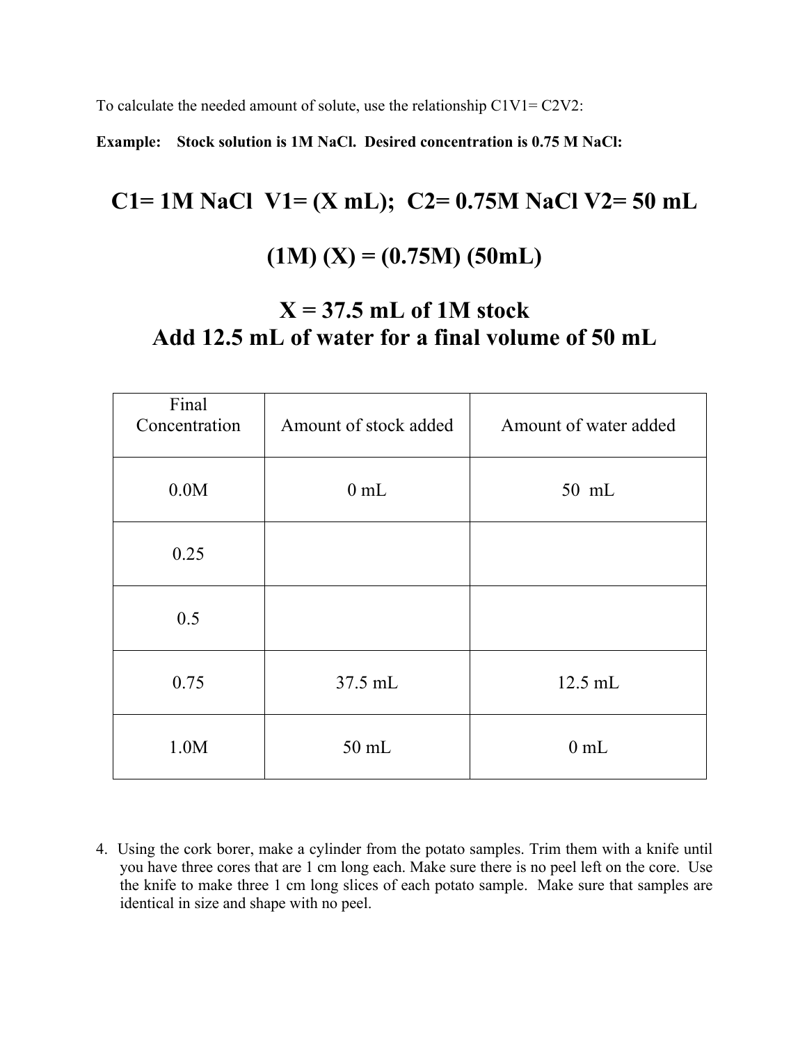To calculate the needed amount of solute, use the relationship C1V1= C2V2:

**Example: Stock solution is 1M NaCl. Desired concentration is 0.75 M NaCl:**

**C1= 1M NaCl V1= (X mL); C2= 0.75M NaCl V2= 50 mL**

**(1M) (X) = (0.75M) (50mL)**

**X = 37.5 mL of 1M stock**
**Add 12.5 mL of water for a final volume of 50 mL**

| Final Concentration | Amount of stock added | Amount of water added |
|---|---|---|
| 0.0M | 0 mL | 50 mL |
| 0.25 | | |
| 0.5 | | |
| 0.75 | 37.5 mL | 12.5 mL |
| 1.0M | 50 mL | 0 mL |

4. Using the cork borer, make a cylinder from the potato samples. Trim them with a knife until you have three cores that are 1 cm long each. Make sure there is no peel left on the core. Use the knife to make three 1 cm long slices of each potato sample. Make sure that samples are identical in size and shape with no peel.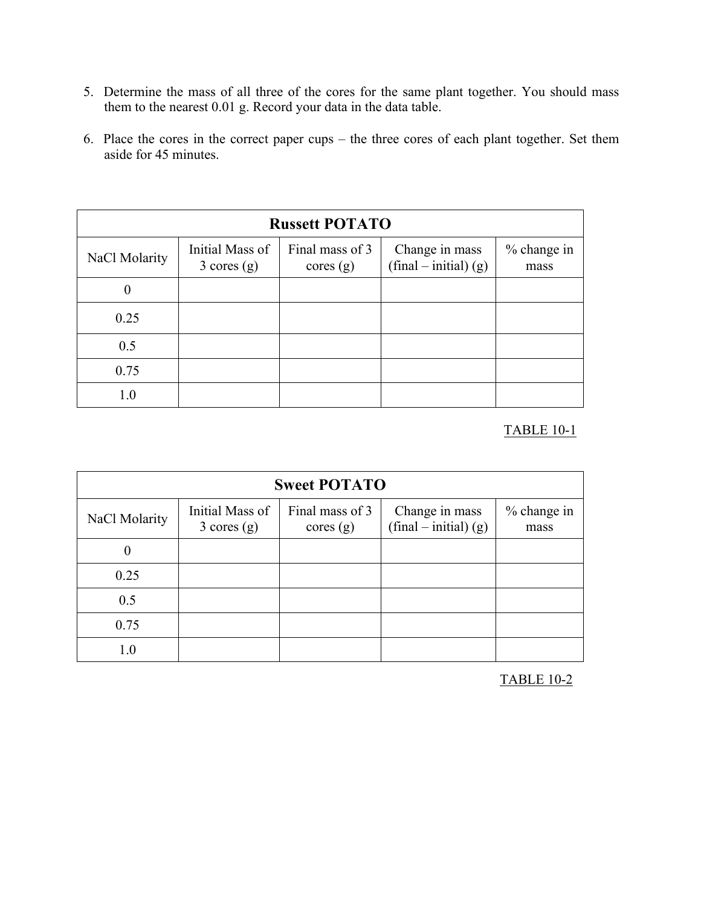5. Determine the mass of all three of the cores for the same plant together. You should mass them to the nearest 0.01 g. Record your data in the data table.

6. Place the cores in the correct paper cups – the three cores of each plant together. Set them aside for 45 minutes.

| **Russett POTATO** | | | | |
|---|---|---|---|---|
| NaCl Molarity | Initial Mass of 3 cores (g) | Final mass of 3 cores (g) | Change in mass (final – initial) (g) | % change in mass |
| 0 | | | | |
| 0.25 | | | | |
| 0.5 | | | | |
| 0.75 | | | | |
| 1.0 | | | | |

TABLE 10-1

| **Sweet POTATO** | | | | |
|---|---|---|---|---|
| NaCl Molarity | Initial Mass of 3 cores (g) | Final mass of 3 cores (g) | Change in mass (final – initial) (g) | % change in mass |
| 0 | | | | |
| 0.25 | | | | |
| 0.5 | | | | |
| 0.75 | | | | |
| 1.0 | | | | |

TABLE 10-2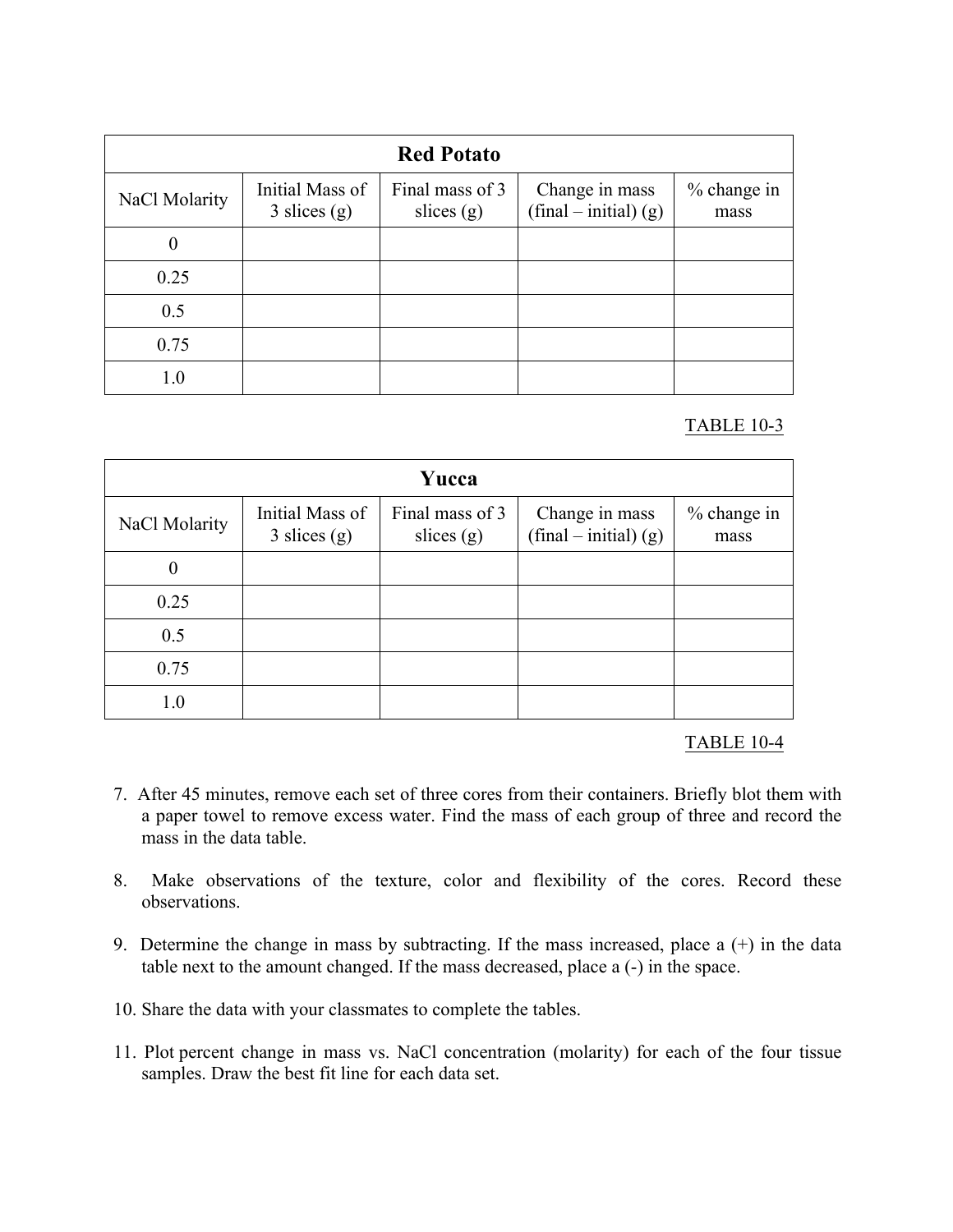| Red Potato | | | | |
|---|---|---|---|---|
| NaCl Molarity | Initial Mass of 3 slices (g) | Final mass of 3 slices (g) | Change in mass (final – initial) (g) | % change in mass |
| 0 | | | | |
| 0.25 | | | | |
| 0.5 | | | | |
| 0.75 | | | | |
| 1.0 | | | | |

TABLE 10-3

| Yucca | | | | |
|---|---|---|---|---|
| NaCl Molarity | Initial Mass of 3 slices (g) | Final mass of 3 slices (g) | Change in mass (final – initial) (g) | % change in mass |
| 0 | | | | |
| 0.25 | | | | |
| 0.5 | | | | |
| 0.75 | | | | |
| 1.0 | | | | |

TABLE 10-4

7. After 45 minutes, remove each set of three cores from their containers. Briefly blot them with a paper towel to remove excess water. Find the mass of each group of three and record the mass in the data table.

8. Make observations of the texture, color and flexibility of the cores. Record these observations.

9. Determine the change in mass by subtracting. If the mass increased, place a (+) in the data table next to the amount changed. If the mass decreased, place a (-) in the space.

10. Share the data with your classmates to complete the tables.

11. Plot percent change in mass vs. NaCl concentration (molarity) for each of the four tissue samples. Draw the best fit line for each data set.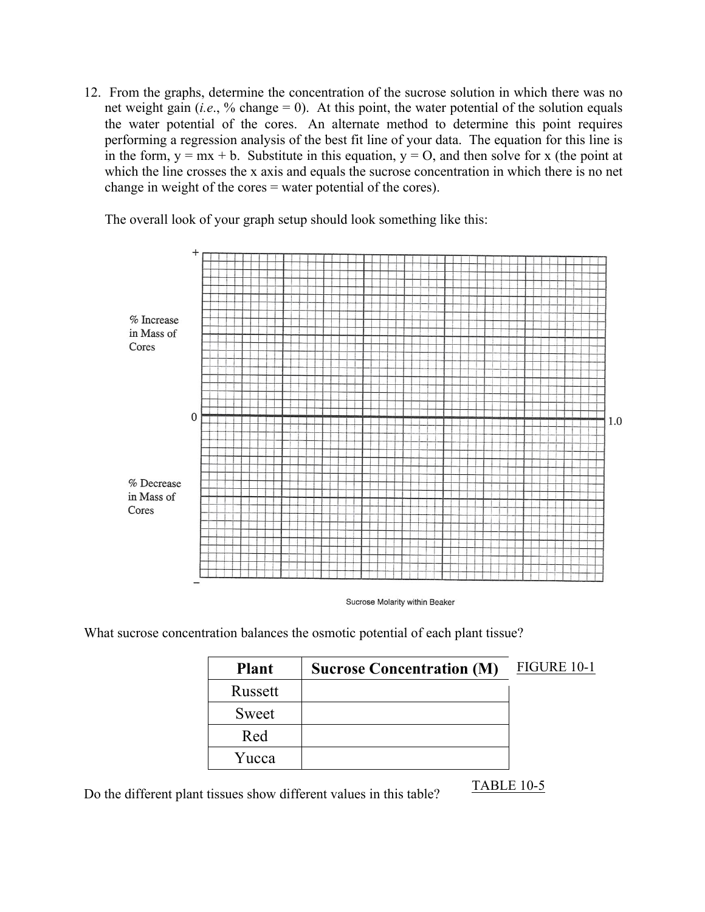12. From the graphs, determine the concentration of the sucrose solution in which there was no net weight gain (*i.e.*, % change = 0). At this point, the water potential of the solution equals the water potential of the cores. An alternate method to determine this point requires performing a regression analysis of the best fit line of your data. The equation for this line is in the form, $y = mx + b$. Substitute in this equation, $y = O$, and then solve for x (the point at which the line crosses the x axis and equals the sucrose concentration in which there is no net change in weight of the cores = water potential of the cores).

The overall look of your graph setup should look something like this:

+

% Increase in Mass of Cores

0

1.0

% Decrease in Mass of Cores

–

Sucrose Molarity within Beaker

FIGURE 10-1

What sucrose concentration balances the osmotic potential of each plant tissue?

| Plant | Sucrose Concentration (M) |
|---|---|
| Russett | |
| Sweet | |
| Red | |
| Yucca | |

TABLE 10-5

Do the different plant tissues show different values in this table?